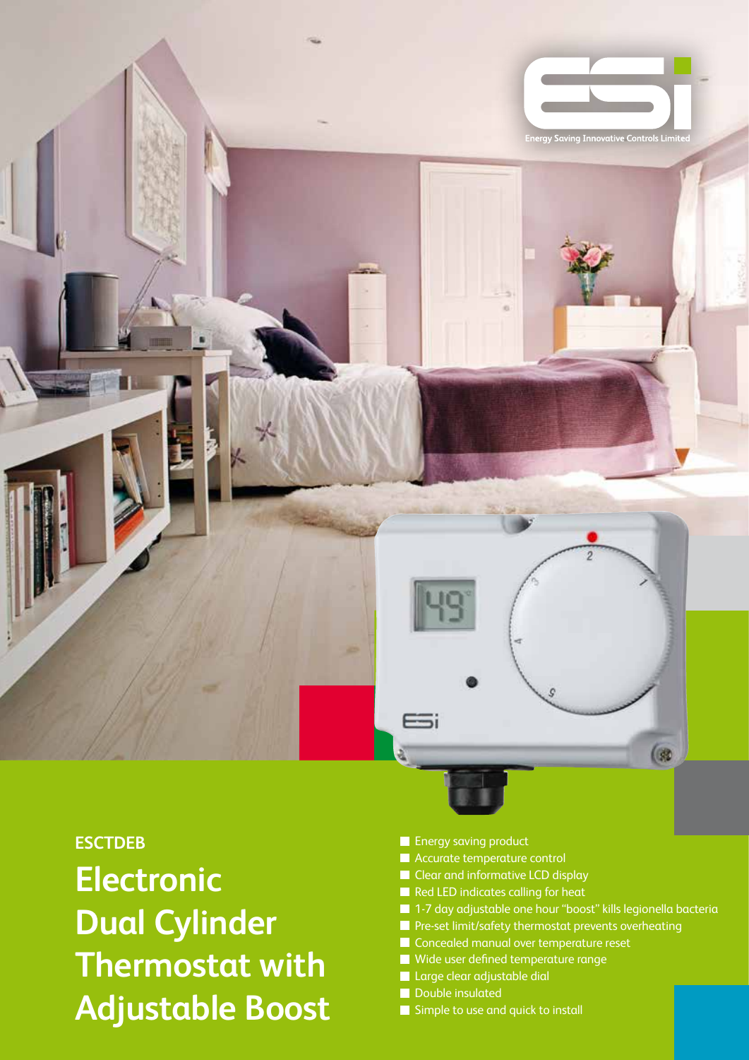Energy Saving Innovative Controls Limited

**ESCTDEB**

# Electronic Dual Cylinder Thermostat with Adjustable Boost

- Energy saving product
- Accurate temperature control
- Clear and informative LCD display
- Red LED indicates calling for heat
- 1-7 day adjustable one hour "boost" kills legionella bacteria
- Pre-set limit/safety thermostat prevents overheating
- Concealed manual over temperature reset
- Wide user defined temperature range
- Large clear adjustable dial
- Double insulated
- Simple to use and quick to install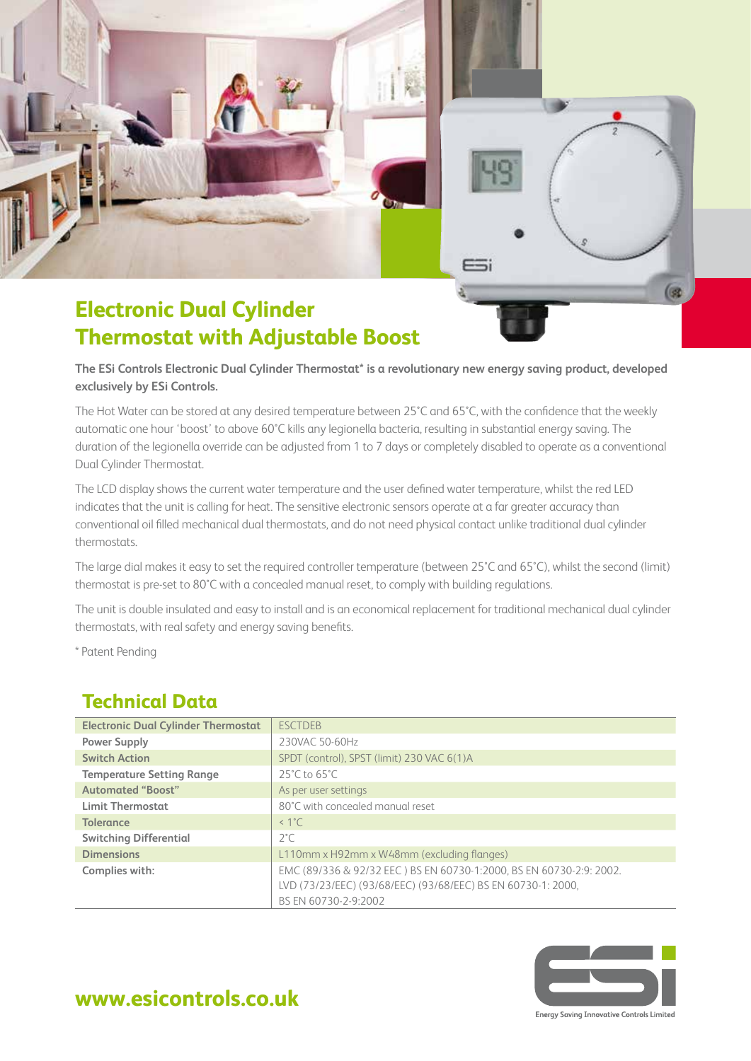# Electronic Dual Cylinder Thermostat with Adjustable Boost

**The ESi Controls Electronic Dual Cylinder Thermostat* is a revolutionary new energy saving product, developed exclusively by ESi Controls.**

The Hot Water can be stored at any desired temperature between 25˚C and 65˚C, with the confidence that the weekly automatic one hour 'boost' to above 60˚C kills any legionella bacteria, resulting in substantial energy saving. The duration of the legionella override can be adjusted from 1 to 7 days or completely disabled to operate as a conventional Dual Cylinder Thermostat.

The LCD display shows the current water temperature and the user defined water temperature, whilst the red LED indicates that the unit is calling for heat. The sensitive electronic sensors operate at a far greater accuracy than conventional oil filled mechanical dual thermostats, and do not need physical contact unlike traditional dual cylinder thermostats.

The large dial makes it easy to set the required controller temperature (between 25˚C and 65˚C), whilst the second (limit) thermostat is pre-set to 80˚C with a concealed manual reset, to comply with building regulations.

The unit is double insulated and easy to install and is an economical replacement for traditional mechanical dual cylinder thermostats, with real safety and energy saving benefits.

\* Patent Pending

## Technical Data

| | |
|---|---|
| **Electronic Dual Cylinder Thermostat** | ESCTDEB |
| **Power Supply** | 230VAC 50-60Hz |
| **Switch Action** | SPDT (control), SPST (limit) 230 VAC 6(1)A |
| **Temperature Setting Range** | 25˚C to 65˚C |
| **Automated "Boost"** | As per user settings |
| **Limit Thermostat** | 80˚C with concealed manual reset |
| **Tolerance** | < 1˚C |
| **Switching Differential** | 2˚C |
| **Dimensions** | L110mm x H92mm x W48mm (excluding flanges) |
| **Complies with:** | EMC (89/336 & 92/32 EEC ) BS EN 60730-1:2000, BS EN 60730-2:9: 2002. LVD (73/23/EEC) (93/68/EEC) (93/68/EEC) BS EN 60730-1: 2000, BS EN 60730-2-9:2002 |

**www.esicontrols.co.uk**

Energy Saving Innovative Controls Limited